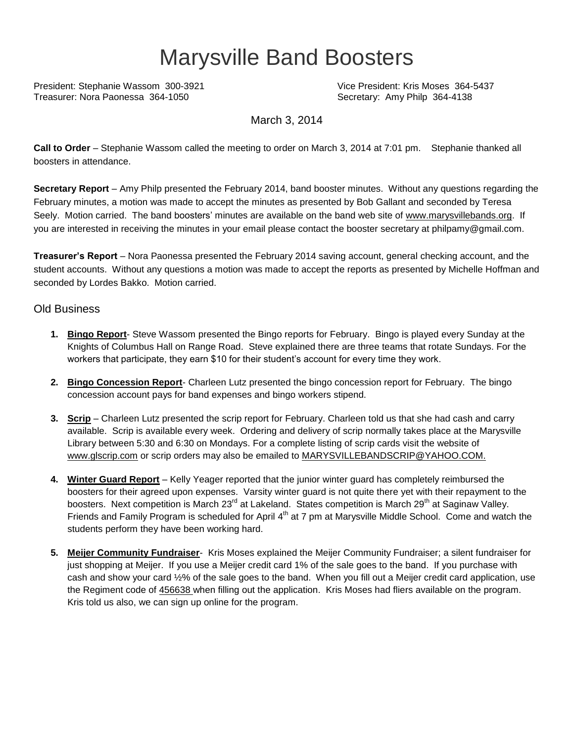# Marysville Band Boosters

President: Stephanie Wassom 300-3921
Vice President: Kris Moses 364-5437
Treasurer: Nora Paonessa 364-1050
Secretary: Amy Philp 364-4138

March 3, 2014

**Call to Order** – Stephanie Wassom called the meeting to order on March 3, 2014 at 7:01 pm. Stephanie thanked all boosters in attendance.

**Secretary Report** – Amy Philp presented the February 2014, band booster minutes. Without any questions regarding the February minutes, a motion was made to accept the minutes as presented by Bob Gallant and seconded by Teresa Seely. Motion carried. The band boosters' minutes are available on the band web site of www.marysvillebands.org. If you are interested in receiving the minutes in your email please contact the booster secretary at philpamy@gmail.com.

**Treasurer's Report** – Nora Paonessa presented the February 2014 saving account, general checking account, and the student accounts. Without any questions a motion was made to accept the reports as presented by Michelle Hoffman and seconded by Lordes Bakko. Motion carried.

## Old Business

1. **Bingo Report**- Steve Wassom presented the Bingo reports for February. Bingo is played every Sunday at the Knights of Columbus Hall on Range Road. Steve explained there are three teams that rotate Sundays. For the workers that participate, they earn $10 for their student's account for every time they work.

2. **Bingo Concession Report**- Charleen Lutz presented the bingo concession report for February. The bingo concession account pays for band expenses and bingo workers stipend.

3. **Scrip** – Charleen Lutz presented the scrip report for February. Charleen told us that she had cash and carry available. Scrip is available every week. Ordering and delivery of scrip normally takes place at the Marysville Library between 5:30 and 6:30 on Mondays. For a complete listing of scrip cards visit the website of www.glscrip.com or scrip orders may also be emailed to MARYSVILLEBANDSCRIP@YAHOO.COM.

4. **Winter Guard Report** – Kelly Yeager reported that the junior winter guard has completely reimbursed the boosters for their agreed upon expenses. Varsity winter guard is not quite there yet with their repayment to the boosters. Next competition is March 23rd at Lakeland. States competition is March 29th at Saginaw Valley. Friends and Family Program is scheduled for April 4th at 7 pm at Marysville Middle School. Come and watch the students perform they have been working hard.

5. **Meijer Community Fundraiser**- Kris Moses explained the Meijer Community Fundraiser; a silent fundraiser for just shopping at Meijer. If you use a Meijer credit card 1% of the sale goes to the band. If you purchase with cash and show your card ½% of the sale goes to the band. When you fill out a Meijer credit card application, use the Regiment code of 456638 when filling out the application. Kris Moses had fliers available on the program. Kris told us also, we can sign up online for the program.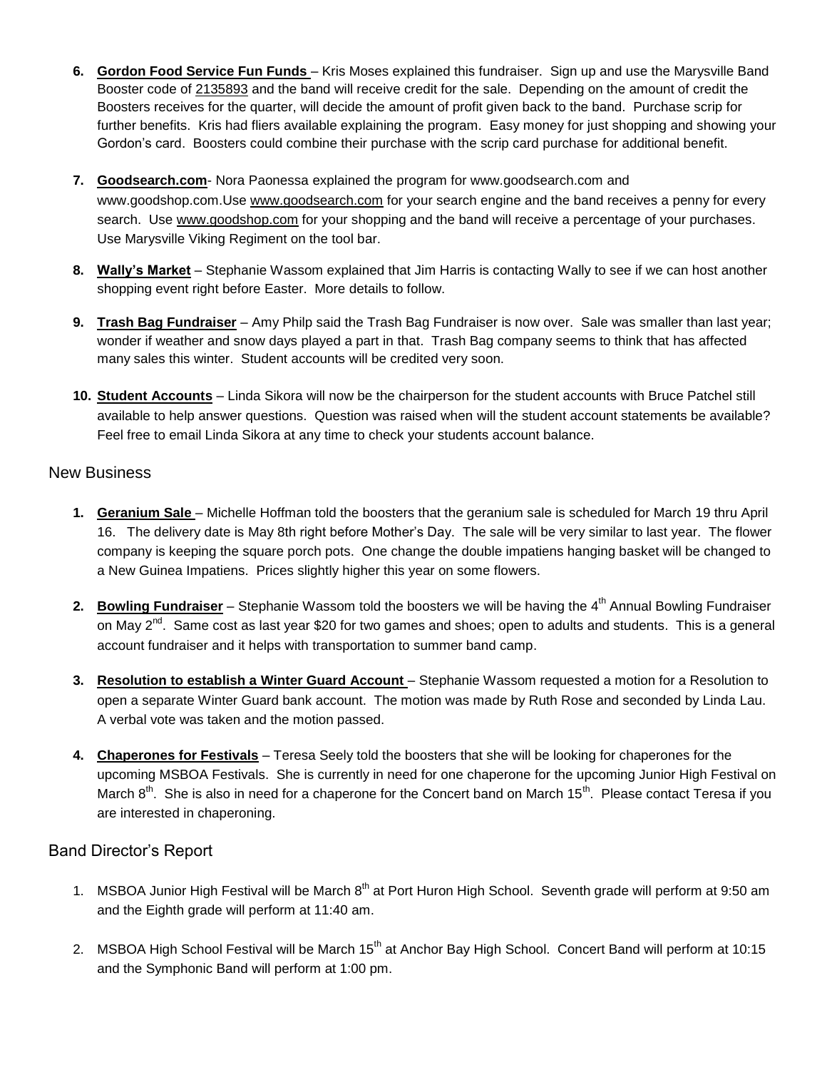6. **Gordon Food Service Fun Funds** – Kris Moses explained this fundraiser. Sign up and use the Marysville Band Booster code of 2135893 and the band will receive credit for the sale. Depending on the amount of credit the Boosters receives for the quarter, will decide the amount of profit given back to the band. Purchase scrip for further benefits. Kris had fliers available explaining the program. Easy money for just shopping and showing your Gordon's card. Boosters could combine their purchase with the scrip card purchase for additional benefit.

7. **Goodsearch.com**- Nora Paonessa explained the program for www.goodsearch.com and www.goodshop.com.Use www.goodsearch.com for your search engine and the band receives a penny for every search. Use www.goodshop.com for your shopping and the band will receive a percentage of your purchases. Use Marysville Viking Regiment on the tool bar.

8. **Wally's Market** – Stephanie Wassom explained that Jim Harris is contacting Wally to see if we can host another shopping event right before Easter. More details to follow.

9. **Trash Bag Fundraiser** – Amy Philp said the Trash Bag Fundraiser is now over. Sale was smaller than last year; wonder if weather and snow days played a part in that. Trash Bag company seems to think that has affected many sales this winter. Student accounts will be credited very soon.

10. **Student Accounts** – Linda Sikora will now be the chairperson for the student accounts with Bruce Patchel still available to help answer questions. Question was raised when will the student account statements be available? Feel free to email Linda Sikora at any time to check your students account balance.

## New Business

1. **Geranium Sale** – Michelle Hoffman told the boosters that the geranium sale is scheduled for March 19 thru April 16. The delivery date is May 8th right before Mother's Day. The sale will be very similar to last year. The flower company is keeping the square porch pots. One change the double impatiens hanging basket will be changed to a New Guinea Impatiens. Prices slightly higher this year on some flowers.

2. **Bowling Fundraiser** – Stephanie Wassom told the boosters we will be having the 4th Annual Bowling Fundraiser on May 2nd. Same cost as last year $20 for two games and shoes; open to adults and students. This is a general account fundraiser and it helps with transportation to summer band camp.

3. **Resolution to establish a Winter Guard Account** – Stephanie Wassom requested a motion for a Resolution to open a separate Winter Guard bank account. The motion was made by Ruth Rose and seconded by Linda Lau. A verbal vote was taken and the motion passed.

4. **Chaperones for Festivals** – Teresa Seely told the boosters that she will be looking for chaperones for the upcoming MSBOA Festivals. She is currently in need for one chaperone for the upcoming Junior High Festival on March 8th. She is also in need for a chaperone for the Concert band on March 15th. Please contact Teresa if you are interested in chaperoning.

## Band Director's Report

1. MSBOA Junior High Festival will be March 8th at Port Huron High School. Seventh grade will perform at 9:50 am and the Eighth grade will perform at 11:40 am.

2. MSBOA High School Festival will be March 15th at Anchor Bay High School. Concert Band will perform at 10:15 and the Symphonic Band will perform at 1:00 pm.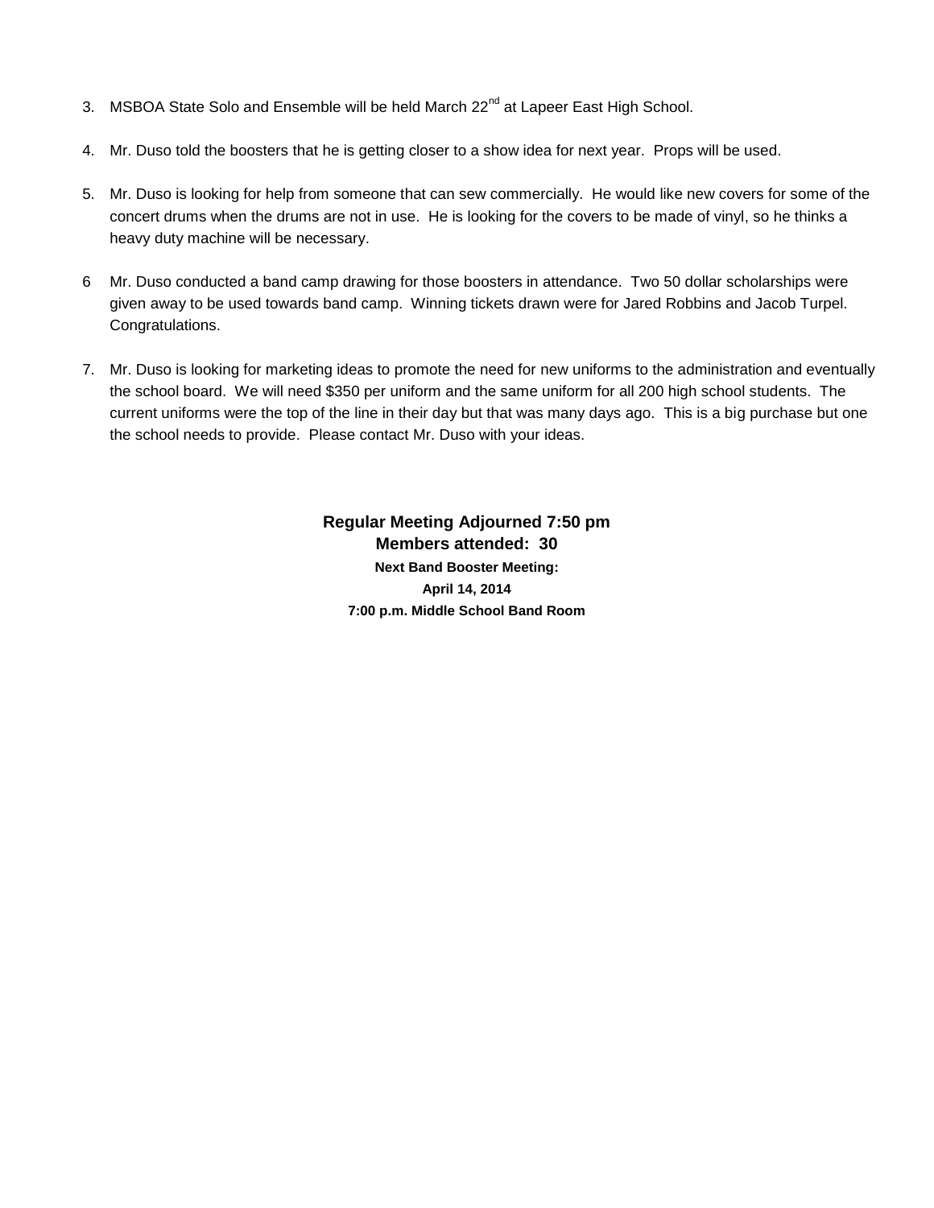3. MSBOA State Solo and Ensemble will be held March 22nd at Lapeer East High School.

4. Mr. Duso told the boosters that he is getting closer to a show idea for next year. Props will be used.

5. Mr. Duso is looking for help from someone that can sew commercially. He would like new covers for some of the concert drums when the drums are not in use. He is looking for the covers to be made of vinyl, so he thinks a heavy duty machine will be necessary.

6 Mr. Duso conducted a band camp drawing for those boosters in attendance. Two 50 dollar scholarships were given away to be used towards band camp. Winning tickets drawn were for Jared Robbins and Jacob Turpel. Congratulations.

7. Mr. Duso is looking for marketing ideas to promote the need for new uniforms to the administration and eventually the school board. We will need $350 per uniform and the same uniform for all 200 high school students. The current uniforms were the top of the line in their day but that was many days ago. This is a big purchase but one the school needs to provide. Please contact Mr. Duso with your ideas.

**Regular Meeting Adjourned 7:50 pm**
**Members attended: 30**
**Next Band Booster Meeting:**
**April 14, 2014**
**7:00 p.m. Middle School Band Room**